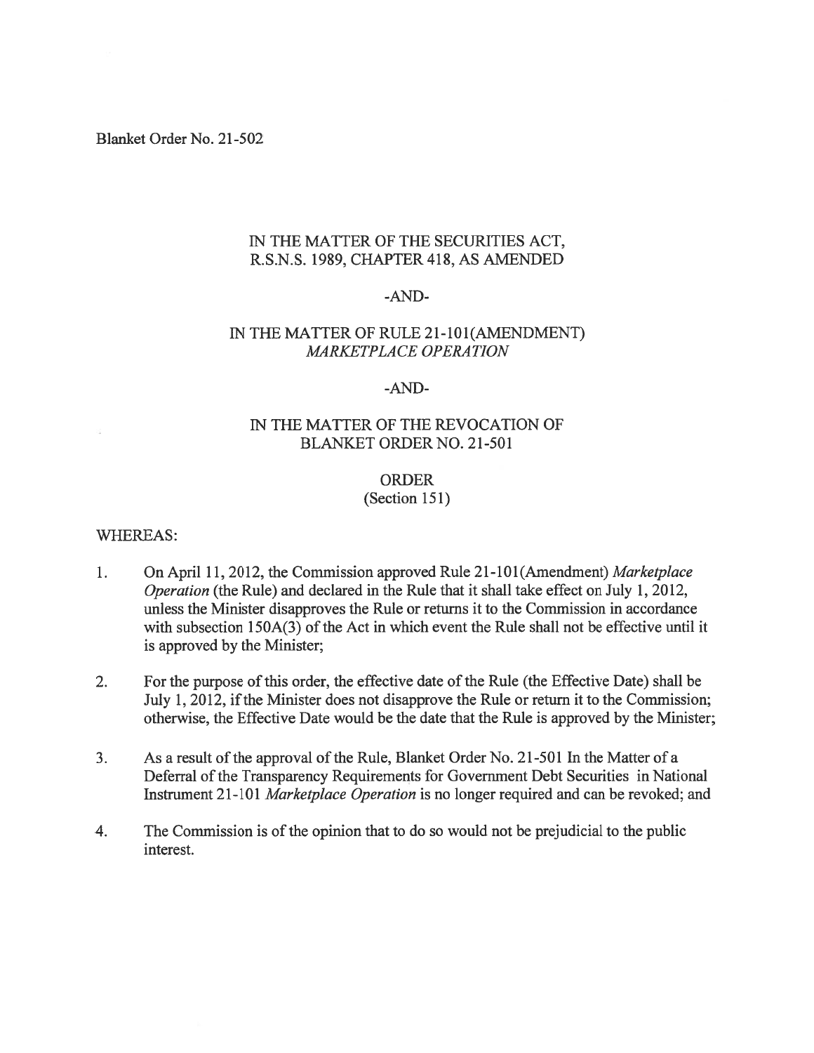Blanket Order No. 21-502

IN THE MATTER OF THE SECURITIES ACT,
R.S.N.S. 1989, CHAPTER 418, AS AMENDED

-AND-

IN THE MATTER OF RULE 21-101(AMENDMENT)
*MARKETPLACE OPERATION*

-AND-

IN THE MATTER OF THE REVOCATION OF
BLANKET ORDER NO. 21-501

ORDER
(Section 151)

WHEREAS:

1. On April 11, 2012, the Commission approved Rule 21-101(Amendment) *Marketplace Operation* (the Rule) and declared in the Rule that it shall take effect on July 1, 2012, unless the Minister disapproves the Rule or returns it to the Commission in accordance with subsection 150A(3) of the Act in which event the Rule shall not be effective until it is approved by the Minister;

2. For the purpose of this order, the effective date of the Rule (the Effective Date) shall be July 1, 2012, if the Minister does not disapprove the Rule or return it to the Commission; otherwise, the Effective Date would be the date that the Rule is approved by the Minister;

3. As a result of the approval of the Rule, Blanket Order No. 21-501 In the Matter of a Deferral of the Transparency Requirements for Government Debt Securities in National Instrument 21-101 *Marketplace Operation* is no longer required and can be revoked; and

4. The Commission is of the opinion that to do so would not be prejudicial to the public interest.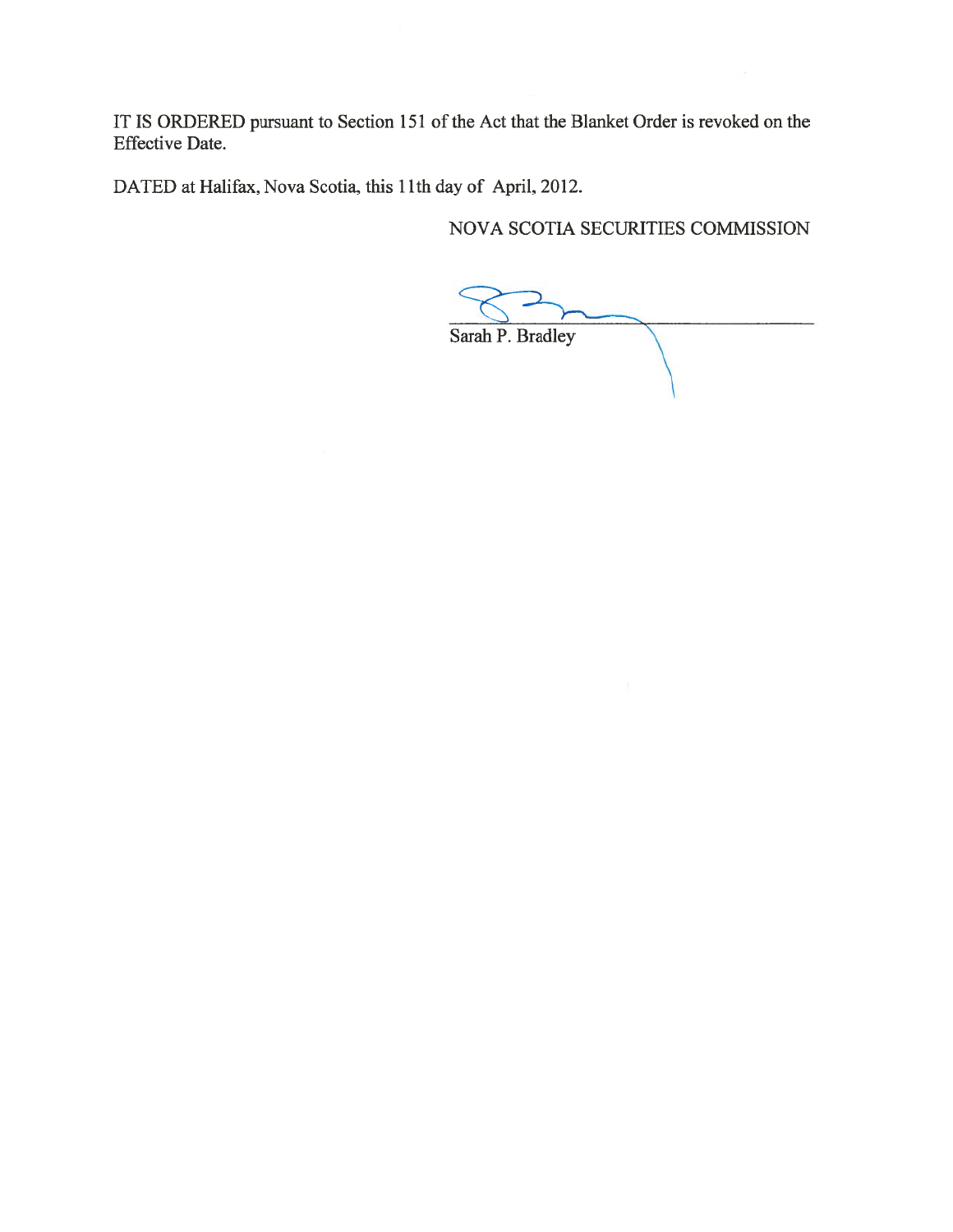IT IS ORDERED pursuant to Section 151 of the Act that the Blanket Order is revoked on the Effective Date.

DATED at Halifax, Nova Scotia, this 11th day of April, 2012.

NOVA SCOTIA SECURITIES COMMISSION

Sarah P. Bradley